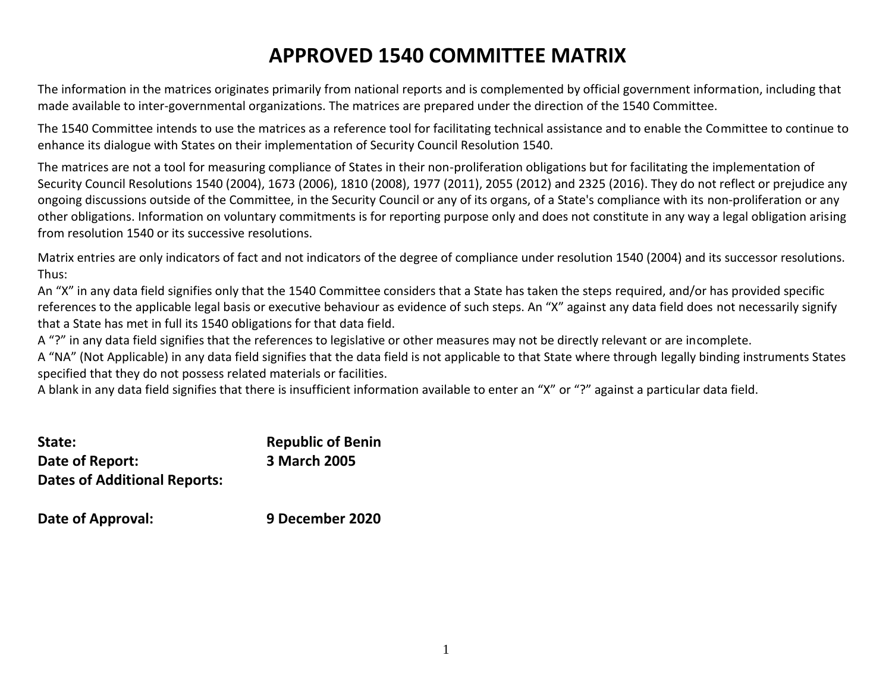# APPROVED 1540 COMMITTEE MATRIX

The information in the matrices originates primarily from national reports and is complemented by official government information, including that made available to inter-governmental organizations. The matrices are prepared under the direction of the 1540 Committee.

The 1540 Committee intends to use the matrices as a reference tool for facilitating technical assistance and to enable the Committee to continue to enhance its dialogue with States on their implementation of Security Council Resolution 1540.

The matrices are not a tool for measuring compliance of States in their non-proliferation obligations but for facilitating the implementation of Security Council Resolutions 1540 (2004), 1673 (2006), 1810 (2008), 1977 (2011), 2055 (2012) and 2325 (2016). They do not reflect or prejudice any ongoing discussions outside of the Committee, in the Security Council or any of its organs, of a State's compliance with its non-proliferation or any other obligations. Information on voluntary commitments is for reporting purpose only and does not constitute in any way a legal obligation arising from resolution 1540 or its successive resolutions.

Matrix entries are only indicators of fact and not indicators of the degree of compliance under resolution 1540 (2004) and its successor resolutions. Thus:
An "X" in any data field signifies only that the 1540 Committee considers that a State has taken the steps required, and/or has provided specific references to the applicable legal basis or executive behaviour as evidence of such steps. An "X" against any data field does not necessarily signify that a State has met in full its 1540 obligations for that data field.
A "?" in any data field signifies that the references to legislative or other measures may not be directly relevant or are incomplete.
A "NA" (Not Applicable) in any data field signifies that the data field is not applicable to that State where through legally binding instruments States specified that they do not possess related materials or facilities.
A blank in any data field signifies that there is insufficient information available to enter an "X" or "?" against a particular data field.

**State:** **Republic of Benin**
**Date of Report:** **3 March 2005**
**Dates of Additional Reports:**

**Date of Approval:** **9 December 2020**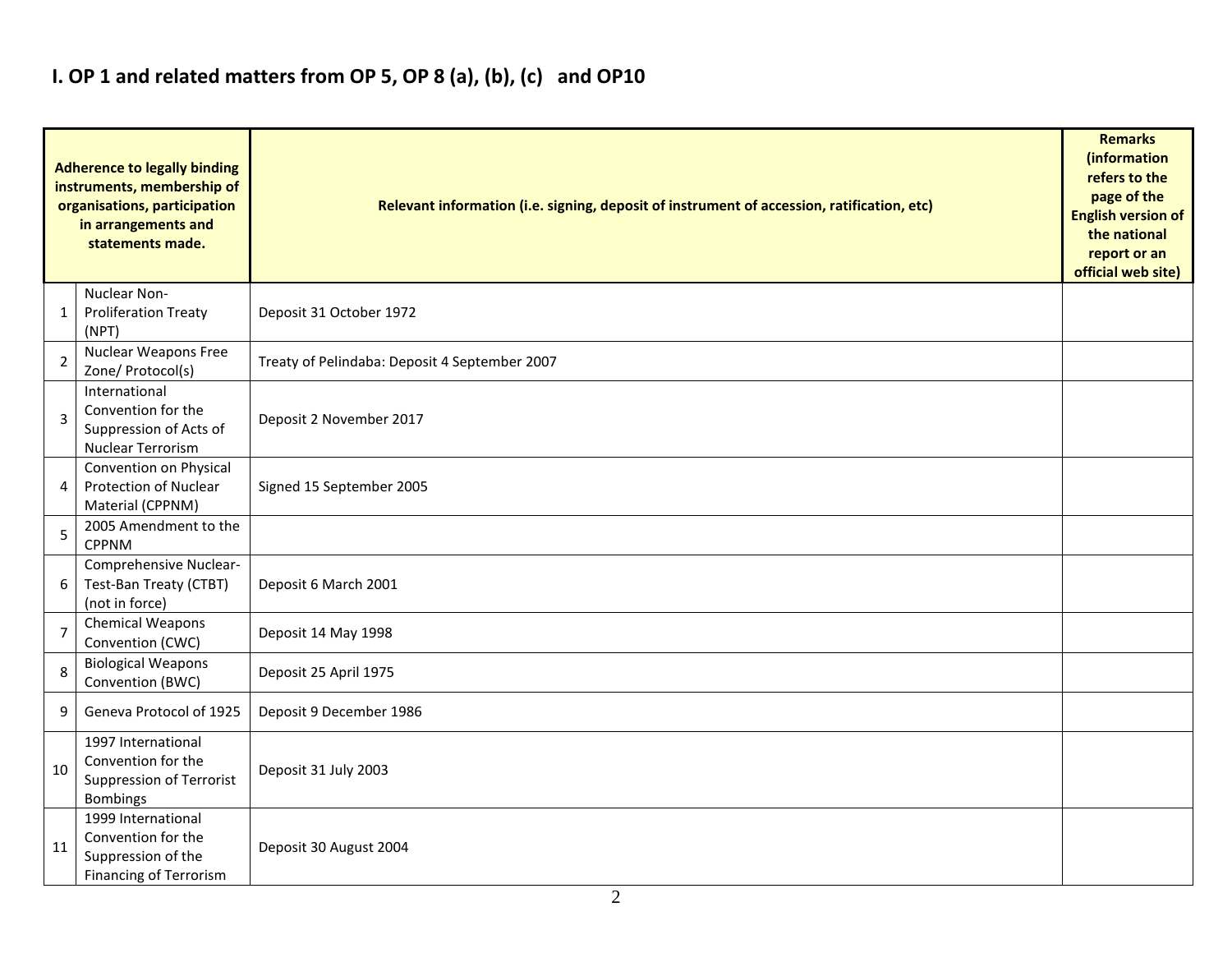# I. OP 1 and related matters from OP 5, OP 8 (a), (b), (c)   and OP10

| Adherence to legally binding instruments, membership of organisations, participation in arrangements and statements made. | | Relevant information (i.e. signing, deposit of instrument of accession, ratification, etc) | Remarks (information refers to the page of the English version of the national report or an official web site) |
|---|---|---|---|
| 1 | Nuclear Non-Proliferation Treaty (NPT) | Deposit 31 October 1972 | |
| 2 | Nuclear Weapons Free Zone/ Protocol(s) | Treaty of Pelindaba: Deposit 4 September 2007 | |
| 3 | International Convention for the Suppression of Acts of Nuclear Terrorism | Deposit 2 November 2017 | |
| 4 | Convention on Physical Protection of Nuclear Material (CPPNM) | Signed 15 September 2005 | |
| 5 | 2005 Amendment to the CPPNM | | |
| 6 | Comprehensive Nuclear-Test-Ban Treaty (CTBT) (not in force) | Deposit 6 March 2001 | |
| 7 | Chemical Weapons Convention (CWC) | Deposit 14 May 1998 | |
| 8 | Biological Weapons Convention (BWC) | Deposit 25 April 1975 | |
| 9 | Geneva Protocol of 1925 | Deposit 9 December 1986 | |
| 10 | 1997 International Convention for the Suppression of Terrorist Bombings | Deposit 31 July 2003 | |
| 11 | 1999 International Convention for the Suppression of the Financing of Terrorism | Deposit 30 August 2004 | |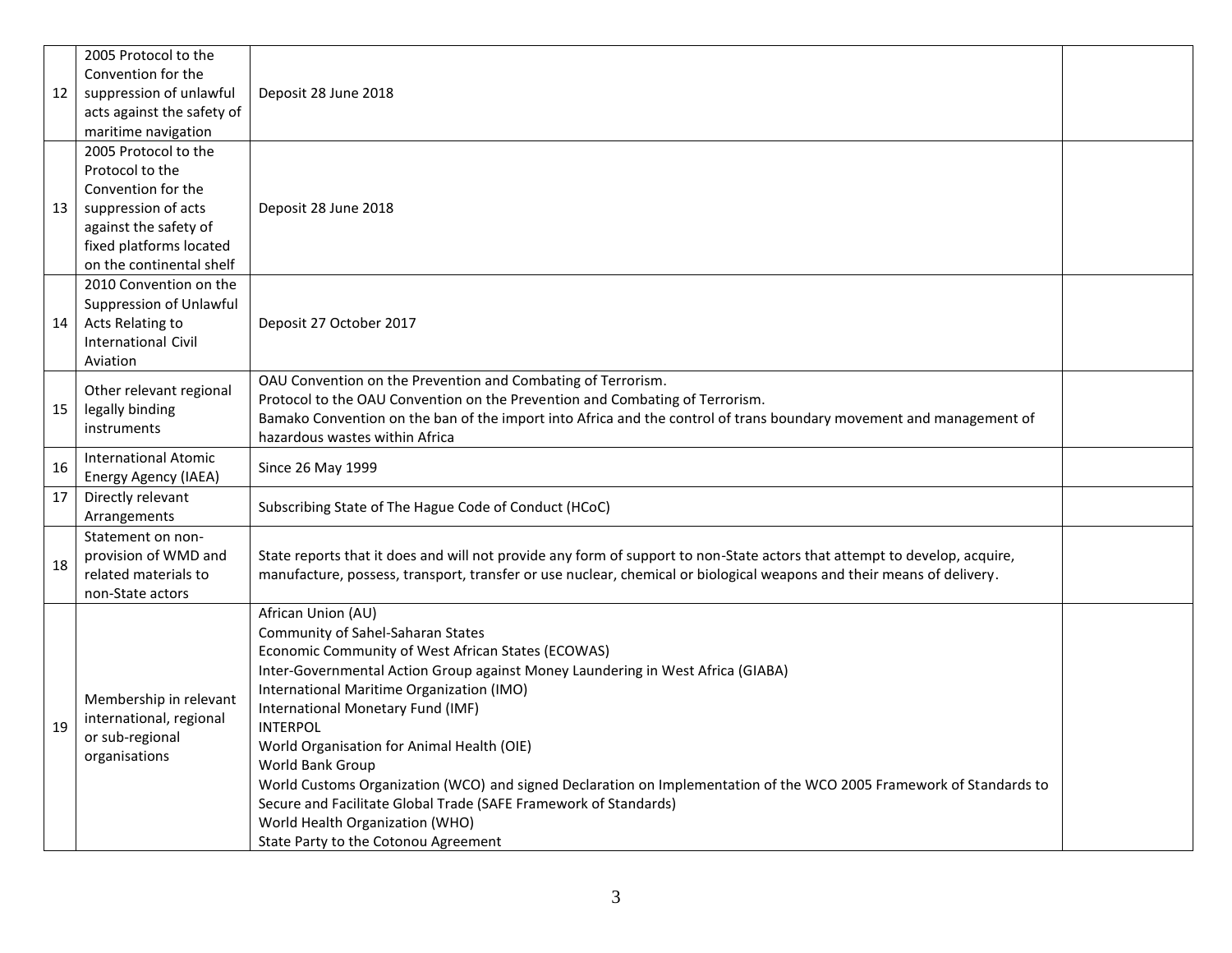| 12 | 2005 Protocol to the Convention for the suppression of unlawful acts against the safety of maritime navigation | Deposit 28 June 2018 | |
|---|---|---|---|
| 13 | 2005 Protocol to the Protocol to the Convention for the suppression of acts against the safety of fixed platforms located on the continental shelf | Deposit 28 June 2018 | |
| 14 | 2010 Convention on the Suppression of Unlawful Acts Relating to International Civil Aviation | Deposit 27 October 2017 | |
| 15 | Other relevant regional legally binding instruments | OAU Convention on the Prevention and Combating of Terrorism.<br>Protocol to the OAU Convention on the Prevention and Combating of Terrorism.<br>Bamako Convention on the ban of the import into Africa and the control of trans boundary movement and management of hazardous wastes within Africa | |
| 16 | International Atomic Energy Agency (IAEA) | Since 26 May 1999 | |
| 17 | Directly relevant Arrangements | Subscribing State of The Hague Code of Conduct (HCoC) | |
| 18 | Statement on non-provision of WMD and related materials to non-State actors | State reports that it does and will not provide any form of support to non-State actors that attempt to develop, acquire, manufacture, possess, transport, transfer or use nuclear, chemical or biological weapons and their means of delivery. | |
| 19 | Membership in relevant international, regional or sub-regional organisations | African Union (AU)<br>Community of Sahel-Saharan States<br>Economic Community of West African States (ECOWAS)<br>Inter-Governmental Action Group against Money Laundering in West Africa (GIABA)<br>International Maritime Organization (IMO)<br>International Monetary Fund (IMF)<br>INTERPOL<br>World Organisation for Animal Health (OIE)<br>World Bank Group<br>World Customs Organization (WCO) and signed Declaration on Implementation of the WCO 2005 Framework of Standards to Secure and Facilitate Global Trade (SAFE Framework of Standards)<br>World Health Organization (WHO)<br>State Party to the Cotonou Agreement | |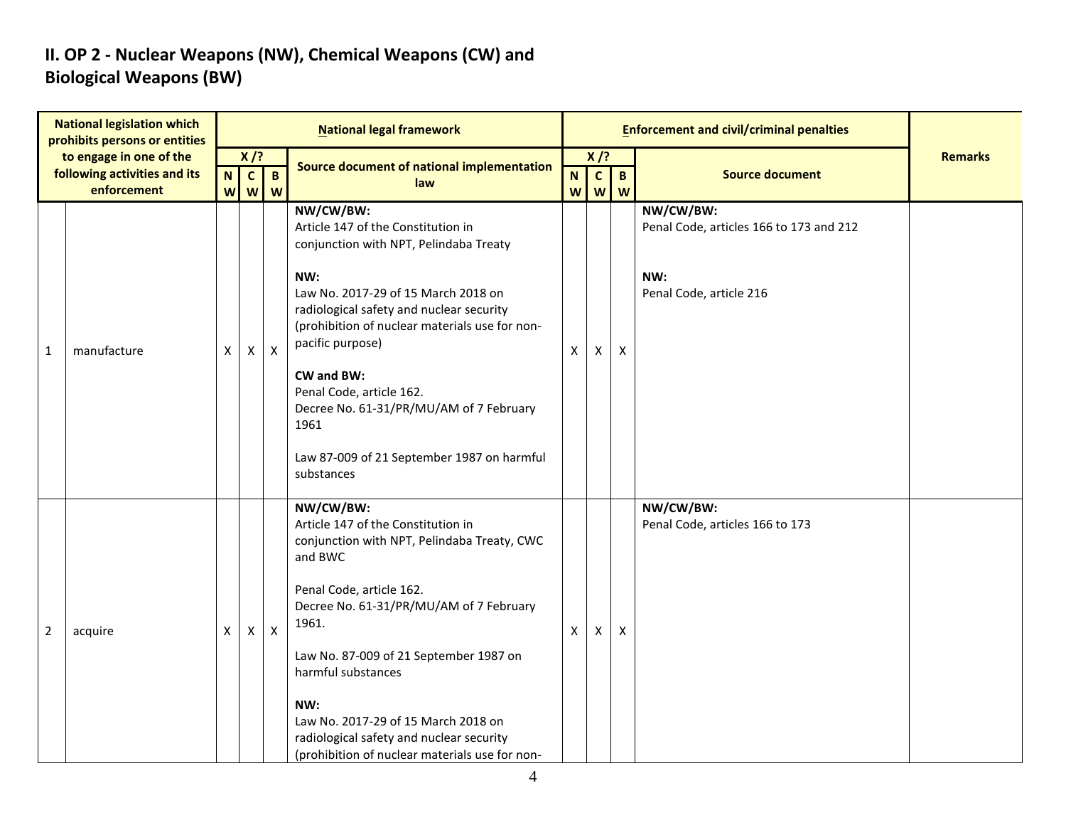## II. OP 2 - Nuclear Weapons (NW), Chemical Weapons (CW) and Biological Weapons (BW)

| National legislation which prohibits persons or entities to engage in one of the following activities and its enforcement | | National legal framework | | | | Enforcement and civil/criminal penalties | | | | Remarks |
|---|---|---|---|---|---|---|---|---|---|---|
| | | X /? | | | Source document of national implementation law | X /? | | | Source document | |
| | | NW | CW | BW | | NW | CW | BW | | |
| 1 | manufacture | X | X | X | **NW/CW/BW:**<br>Article 147 of the Constitution in conjunction with NPT, Pelindaba Treaty<br><br>**NW:**<br>Law No. 2017-29 of 15 March 2018 on radiological safety and nuclear security (prohibition of nuclear materials use for non-pacific purpose)<br><br>**CW and BW:**<br>Penal Code, article 162.<br>Decree No. 61-31/PR/MU/AM of 7 February 1961<br><br>Law 87-009 of 21 September 1987 on harmful substances | X | X | X | **NW/CW/BW:**<br>Penal Code, articles 166 to 173 and 212<br><br>**NW:**<br>Penal Code, article 216 | |
| 2 | acquire | X | X | X | **NW/CW/BW:**<br>Article 147 of the Constitution in conjunction with NPT, Pelindaba Treaty, CWC and BWC<br><br>Penal Code, article 162.<br>Decree No. 61-31/PR/MU/AM of 7 February 1961.<br><br>Law No. 87-009 of 21 September 1987 on harmful substances<br><br>**NW:**<br>Law No. 2017-29 of 15 March 2018 on radiological safety and nuclear security (prohibition of nuclear materials use for non- | X | X | X | **NW/CW/BW:**<br>Penal Code, articles 166 to 173 | |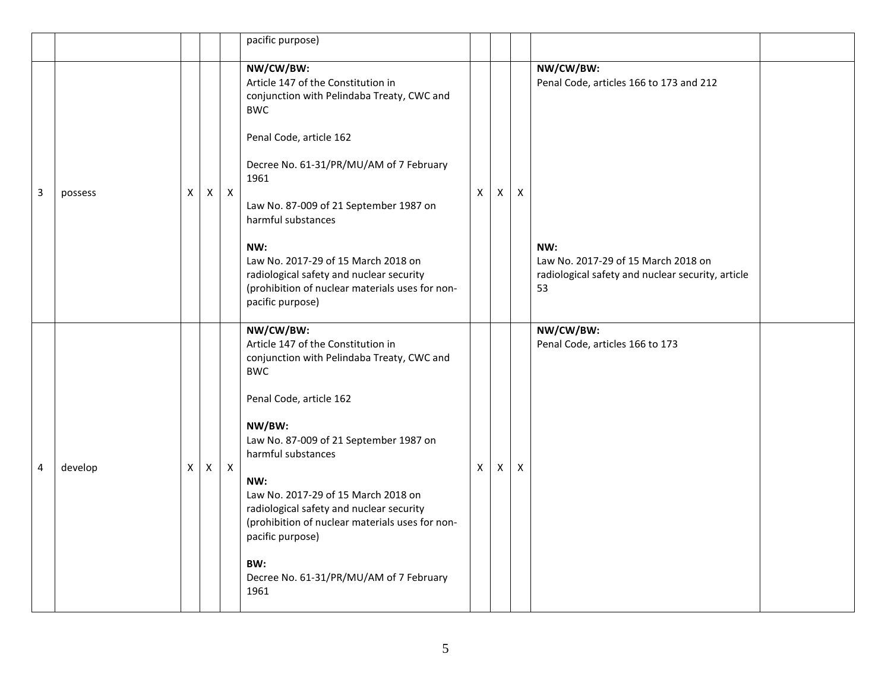| | | | | | | | | | | |
|---|---|---|---|---|---|---|---|---|---|---|
| | | | | | pacific purpose) | | | | | |
| 3 | possess | X | X | X | **NW/CW/BW:**<br>Article 147 of the Constitution in conjunction with Pelindaba Treaty, CWC and BWC<br><br>Penal Code, article 162<br><br>Decree No. 61-31/PR/MU/AM of 7 February 1961<br><br>Law No. 87-009 of 21 September 1987 on harmful substances<br><br>**NW:**<br>Law No. 2017-29 of 15 March 2018 on radiological safety and nuclear security (prohibition of nuclear materials uses for non-pacific purpose) | X | X | X | **NW/CW/BW:**<br>Penal Code, articles 166 to 173 and 212<br><br>**NW:**<br>Law No. 2017-29 of 15 March 2018 on radiological safety and nuclear security, article 53 | |
| 4 | develop | X | X | X | **NW/CW/BW:**<br>Article 147 of the Constitution in conjunction with Pelindaba Treaty, CWC and BWC<br><br>Penal Code, article 162<br><br>**NW/BW:**<br>Law No. 87-009 of 21 September 1987 on harmful substances<br><br>**NW:**<br>Law No. 2017-29 of 15 March 2018 on radiological safety and nuclear security (prohibition of nuclear materials uses for non-pacific purpose)<br><br>**BW:**<br>Decree No. 61-31/PR/MU/AM of 7 February 1961 | X | X | X | **NW/CW/BW:**<br>Penal Code, articles 166 to 173 | |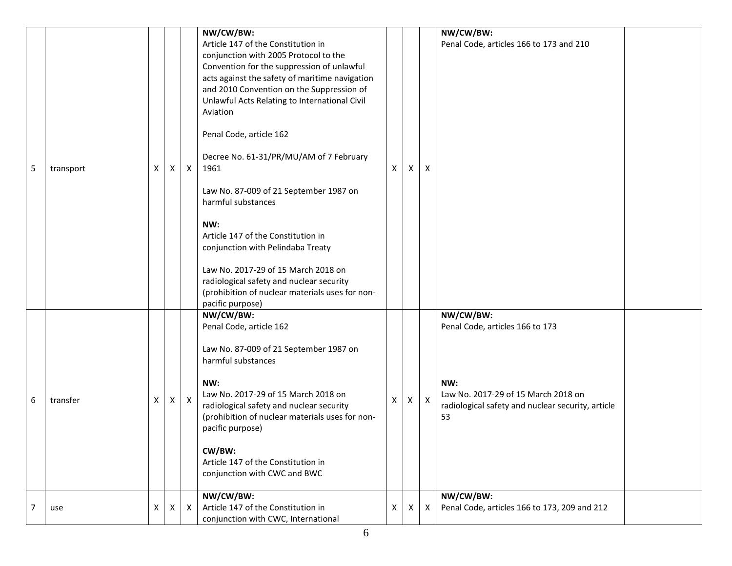| | | | | | | | | | | |
|---|---|---|---|---|---|---|---|---|---|---|
| 5 | transport | X | X | X | **NW/CW/BW:**<br>Article 147 of the Constitution in conjunction with 2005 Protocol to the Convention for the suppression of unlawful acts against the safety of maritime navigation and 2010 Convention on the Suppression of Unlawful Acts Relating to International Civil Aviation<br><br>Penal Code, article 162<br><br>Decree No. 61-31/PR/MU/AM of 7 February 1961<br><br>Law No. 87-009 of 21 September 1987 on harmful substances<br><br>**NW:**<br>Article 147 of the Constitution in conjunction with Pelindaba Treaty<br><br>Law No. 2017-29 of 15 March 2018 on radiological safety and nuclear security (prohibition of nuclear materials uses for non-pacific purpose) | X | X | X | **NW/CW/BW:**<br>Penal Code, articles 166 to 173 and 210 | |
| 6 | transfer | X | X | X | **NW/CW/BW:**<br>Penal Code, article 162<br><br>Law No. 87-009 of 21 September 1987 on harmful substances<br><br>**NW:**<br>Law No. 2017-29 of 15 March 2018 on radiological safety and nuclear security (prohibition of nuclear materials uses for non-pacific purpose)<br><br>**CW/BW:**<br>Article 147 of the Constitution in conjunction with CWC and BWC | X | X | X | **NW/CW/BW:**<br>Penal Code, articles 166 to 173<br><br>**NW:**<br>Law No. 2017-29 of 15 March 2018 on radiological safety and nuclear security, article 53 | |
| 7 | use | X | X | X | **NW/CW/BW:**<br>Article 147 of the Constitution in conjunction with CWC, International | X | X | X | **NW/CW/BW:**<br>Penal Code, articles 166 to 173, 209 and 212 | |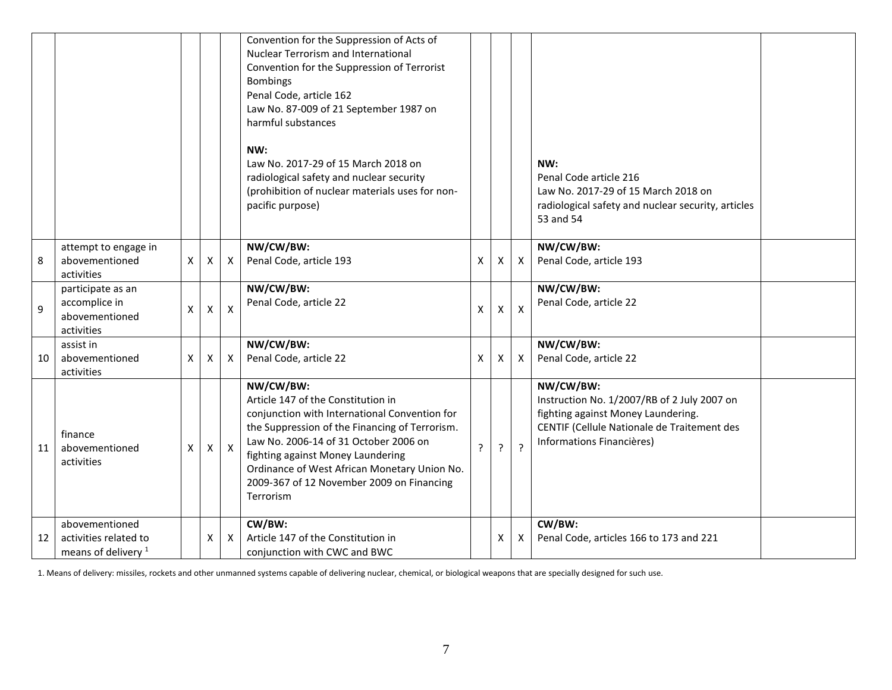| | | | | | | | | | | |
|---|---|---|---|---|---|---|---|---|---|---|
| | | | | | Convention for the Suppression of Acts of Nuclear Terrorism and International Convention for the Suppression of Terrorist Bombings<br>Penal Code, article 162<br>Law No. 87-009 of 21 September 1987 on harmful substances<br><br>**NW:**<br>Law No. 2017-29 of 15 March 2018 on radiological safety and nuclear security (prohibition of nuclear materials uses for non-pacific purpose) | | | | **NW:**<br>Penal Code article 216<br>Law No. 2017-29 of 15 March 2018 on radiological safety and nuclear security, articles 53 and 54 | |
| 8 | attempt to engage in abovementioned activities | X | X | X | **NW/CW/BW:**<br>Penal Code, article 193 | X | X | X | **NW/CW/BW:**<br>Penal Code, article 193 | |
| 9 | participate as an accomplice in abovementioned activities | X | X | X | **NW/CW/BW:**<br>Penal Code, article 22 | X | X | X | **NW/CW/BW:**<br>Penal Code, article 22 | |
| 10 | assist in abovementioned activities | X | X | X | **NW/CW/BW:**<br>Penal Code, article 22 | X | X | X | **NW/CW/BW:**<br>Penal Code, article 22 | |
| 11 | finance abovementioned activities | X | X | X | **NW/CW/BW:**<br>Article 147 of the Constitution in conjunction with International Convention for the Suppression of the Financing of Terrorism.<br>Law No. 2006-14 of 31 October 2006 on fighting against Money Laundering<br>Ordinance of West African Monetary Union No. 2009-367 of 12 November 2009 on Financing Terrorism | ? | ? | ? | **NW/CW/BW:**<br>Instruction No. 1/2007/RB of 2 July 2007 on fighting against Money Laundering.<br>CENTIF (Cellule Nationale de Traitement des Informations Financières) | |
| 12 | abovementioned activities related to means of delivery [1] | | X | X | **CW/BW:**<br>Article 147 of the Constitution in conjunction with CWC and BWC | | X | X | **CW/BW:**<br>Penal Code, articles 166 to 173 and 221 | |

1. Means of delivery: missiles, rockets and other unmanned systems capable of delivering nuclear, chemical, or biological weapons that are specially designed for such use.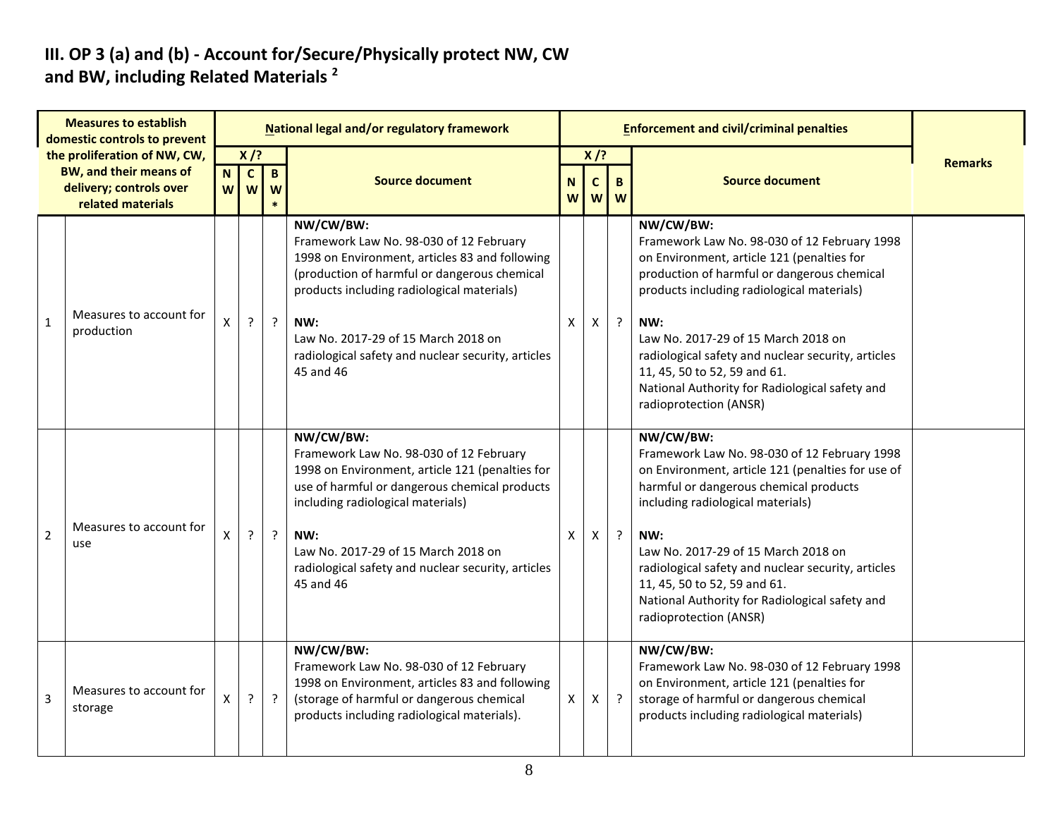## III. OP 3 (a) and (b) - Account for/Secure/Physically protect NW, CW and BW, including Related Materials [2]

| | Measures to establish domestic controls to prevent the proliferation of NW, CW, BW, and their means of delivery; controls over related materials | National legal and/or regulatory framework | | | | Enforcement and civil/criminal penalties | | | | Remarks |
|---|---|---|---|---|---|---|---|---|---|---|
| | | X /? | | | Source document | X /? | | | Source document | |
| | | NW | CW | BW * | | NW | CW | BW | | |
| 1 | Measures to account for production | X | ? | ? | **NW/CW/BW:**<br>Framework Law No. 98-030 of 12 February 1998 on Environment, articles 83 and following (production of harmful or dangerous chemical products including radiological materials)<br><br>**NW:**<br>Law No. 2017-29 of 15 March 2018 on radiological safety and nuclear security, articles 45 and 46 | X | X | ? | **NW/CW/BW:**<br>Framework Law No. 98-030 of 12 February 1998 on Environment, article 121 (penalties for production of harmful or dangerous chemical products including radiological materials)<br><br>**NW:**<br>Law No. 2017-29 of 15 March 2018 on radiological safety and nuclear security, articles 11, 45, 50 to 52, 59 and 61.<br>National Authority for Radiological safety and radioprotection (ANSR) | |
| 2 | Measures to account for use | X | ? | ? | **NW/CW/BW:**<br>Framework Law No. 98-030 of 12 February 1998 on Environment, article 121 (penalties for use of harmful or dangerous chemical products including radiological materials)<br><br>**NW:**<br>Law No. 2017-29 of 15 March 2018 on radiological safety and nuclear security, articles 45 and 46 | X | X | ? | **NW/CW/BW:**<br>Framework Law No. 98-030 of 12 February 1998 on Environment, article 121 (penalties for use of harmful or dangerous chemical products including radiological materials)<br><br>**NW:**<br>Law No. 2017-29 of 15 March 2018 on radiological safety and nuclear security, articles 11, 45, 50 to 52, 59 and 61.<br>National Authority for Radiological safety and radioprotection (ANSR) | |
| 3 | Measures to account for storage | X | ? | ? | **NW/CW/BW:**<br>Framework Law No. 98-030 of 12 February 1998 on Environment, articles 83 and following (storage of harmful or dangerous chemical products including radiological materials). | X | X | ? | **NW/CW/BW:**<br>Framework Law No. 98-030 of 12 February 1998 on Environment, article 121 (penalties for storage of harmful or dangerous chemical products including radiological materials) | |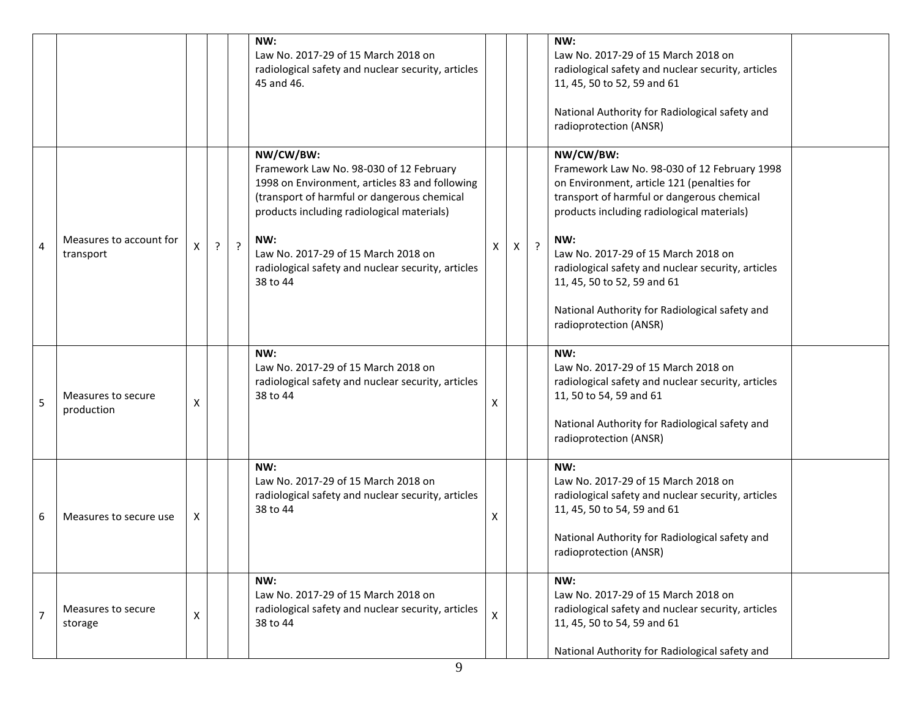| | | | | | | | | | | |
|---|---|---|---|---|---|---|---|---|---|---|
| | | | | | **NW:**<br>Law No. 2017-29 of 15 March 2018 on radiological safety and nuclear security, articles 45 and 46. | | | | **NW:**<br>Law No. 2017-29 of 15 March 2018 on radiological safety and nuclear security, articles 11, 45, 50 to 52, 59 and 61<br><br>National Authority for Radiological safety and radioprotection (ANSR) | |
| 4 | Measures to account for transport | X | ? | ? | **NW/CW/BW:**<br>Framework Law No. 98-030 of 12 February 1998 on Environment, articles 83 and following (transport of harmful or dangerous chemical products including radiological materials)<br><br>**NW:**<br>Law No. 2017-29 of 15 March 2018 on radiological safety and nuclear security, articles 38 to 44 | X | X | ? | **NW/CW/BW:**<br>Framework Law No. 98-030 of 12 February 1998 on Environment, article 121 (penalties for transport of harmful or dangerous chemical products including radiological materials)<br><br>**NW:**<br>Law No. 2017-29 of 15 March 2018 on radiological safety and nuclear security, articles 11, 45, 50 to 52, 59 and 61<br><br>National Authority for Radiological safety and radioprotection (ANSR) | |
| 5 | Measures to secure production | X | | | **NW:**<br>Law No. 2017-29 of 15 March 2018 on radiological safety and nuclear security, articles 38 to 44 | X | | | **NW:**<br>Law No. 2017-29 of 15 March 2018 on radiological safety and nuclear security, articles 11, 50 to 54, 59 and 61<br><br>National Authority for Radiological safety and radioprotection (ANSR) | |
| 6 | Measures to secure use | X | | | **NW:**<br>Law No. 2017-29 of 15 March 2018 on radiological safety and nuclear security, articles 38 to 44 | X | | | **NW:**<br>Law No. 2017-29 of 15 March 2018 on radiological safety and nuclear security, articles 11, 45, 50 to 54, 59 and 61<br><br>National Authority for Radiological safety and radioprotection (ANSR) | |
| 7 | Measures to secure storage | X | | | **NW:**<br>Law No. 2017-29 of 15 March 2018 on radiological safety and nuclear security, articles 38 to 44 | X | | | **NW:**<br>Law No. 2017-29 of 15 March 2018 on radiological safety and nuclear security, articles 11, 45, 50 to 54, 59 and 61<br><br>National Authority for Radiological safety and | |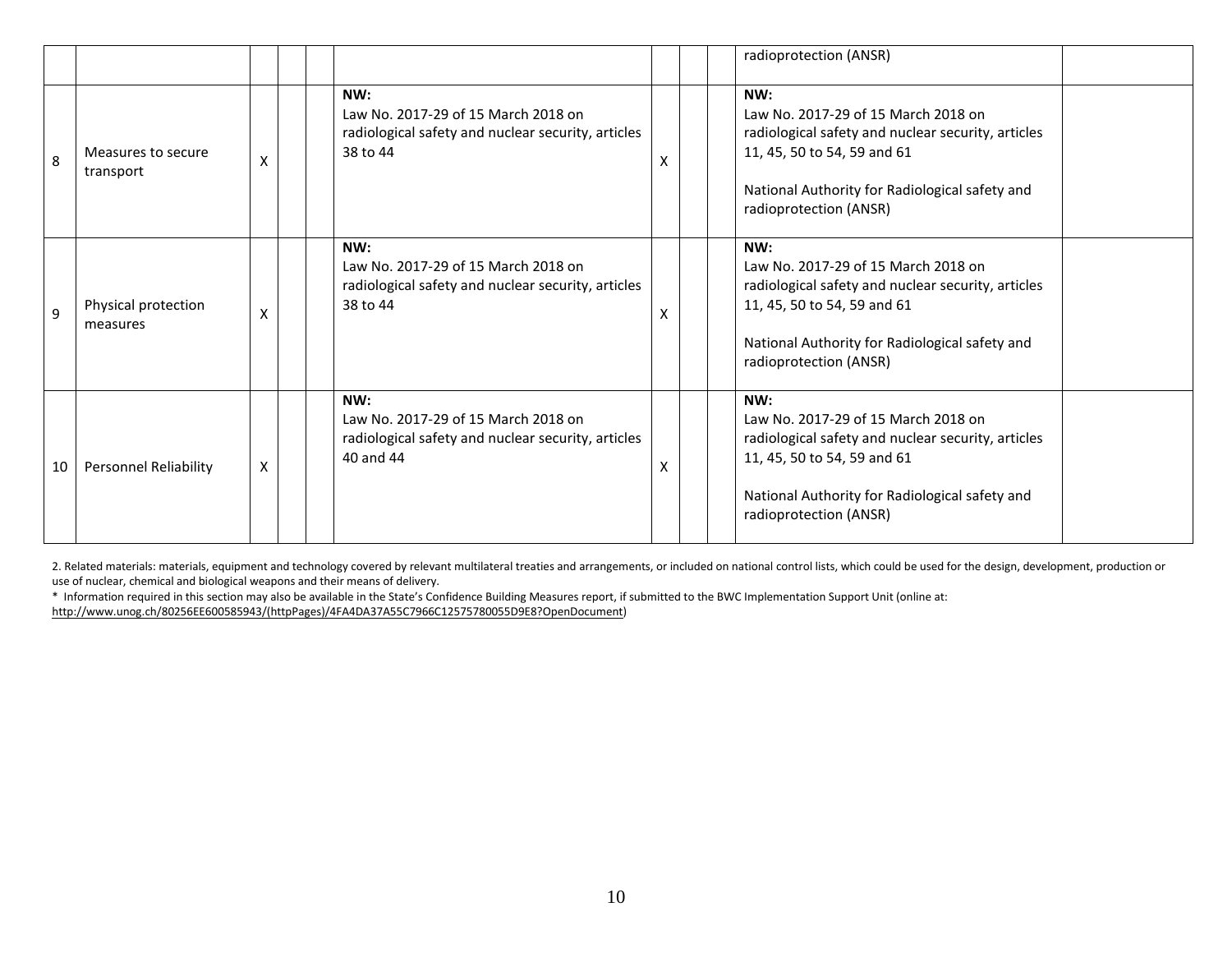| | | | | | | | | | | |
|---|---|---|---|---|---|---|---|---|---|---|
| | | | | | | | | | radioprotection (ANSR) | |
| 8 | Measures to secure transport | X | | | **NW:**<br>Law No. 2017-29 of 15 March 2018 on radiological safety and nuclear security, articles 38 to 44 | X | | | **NW:**<br>Law No. 2017-29 of 15 March 2018 on radiological safety and nuclear security, articles 11, 45, 50 to 54, 59 and 61<br><br>National Authority for Radiological safety and radioprotection (ANSR) | |
| 9 | Physical protection measures | X | | | **NW:**<br>Law No. 2017-29 of 15 March 2018 on radiological safety and nuclear security, articles 38 to 44 | X | | | **NW:**<br>Law No. 2017-29 of 15 March 2018 on radiological safety and nuclear security, articles 11, 45, 50 to 54, 59 and 61<br><br>National Authority for Radiological safety and radioprotection (ANSR) | |
| 10 | Personnel Reliability | X | | | **NW:**<br>Law No. 2017-29 of 15 March 2018 on radiological safety and nuclear security, articles 40 and 44 | X | | | **NW:**<br>Law No. 2017-29 of 15 March 2018 on radiological safety and nuclear security, articles 11, 45, 50 to 54, 59 and 61<br><br>National Authority for Radiological safety and radioprotection (ANSR) | |

2. Related materials: materials, equipment and technology covered by relevant multilateral treaties and arrangements, or included on national control lists, which could be used for the design, development, production or use of nuclear, chemical and biological weapons and their means of delivery.

\* Information required in this section may also be available in the State's Confidence Building Measures report, if submitted to the BWC Implementation Support Unit (online at: http://www.unog.ch/80256EE600585943/(httpPages)/4FA4DA37A55C7966C12575780055D9E8?OpenDocument)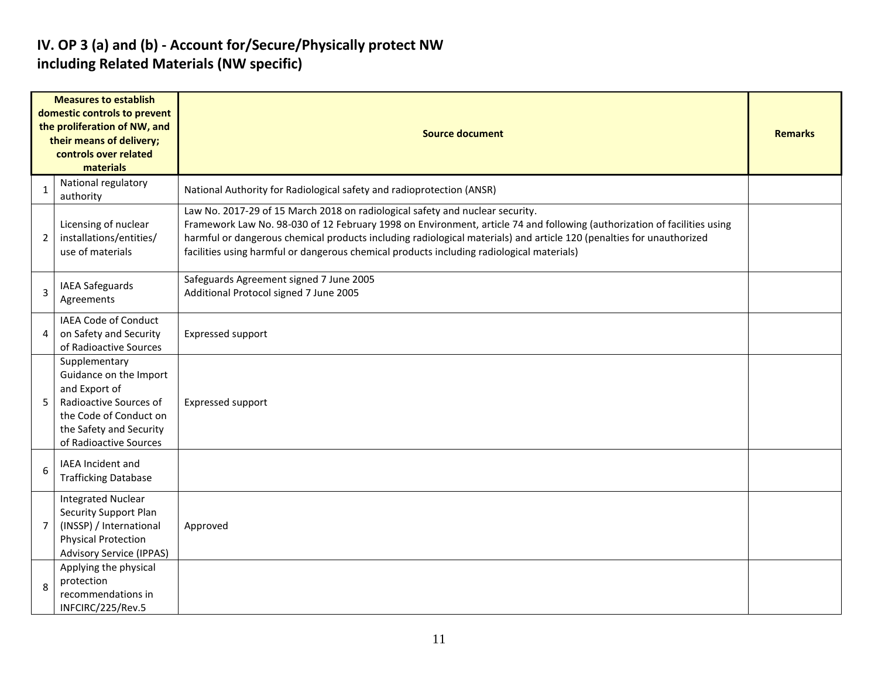## IV. OP 3 (a) and (b) - Account for/Secure/Physically protect NW including Related Materials (NW specific)

| Measures to establish domestic controls to prevent the proliferation of NW, and their means of delivery; controls over related materials | | Source document | Remarks |
|---|---|---|---|
| 1 | National regulatory authority | National Authority for Radiological safety and radioprotection (ANSR) | |
| 2 | Licensing of nuclear installations/entities/ use of materials | Law No. 2017-29 of 15 March 2018 on radiological safety and nuclear security.<br>Framework Law No. 98-030 of 12 February 1998 on Environment, article 74 and following (authorization of facilities using harmful or dangerous chemical products including radiological materials) and article 120 (penalties for unauthorized facilities using harmful or dangerous chemical products including radiological materials) | |
| 3 | IAEA Safeguards Agreements | Safeguards Agreement signed 7 June 2005<br>Additional Protocol signed 7 June 2005 | |
| 4 | IAEA Code of Conduct on Safety and Security of Radioactive Sources | Expressed support | |
| 5 | Supplementary Guidance on the Import and Export of Radioactive Sources of the Code of Conduct on the Safety and Security of Radioactive Sources | Expressed support | |
| 6 | IAEA Incident and Trafficking Database | | |
| 7 | Integrated Nuclear Security Support Plan (INSSP) / International Physical Protection Advisory Service (IPPAS) | Approved | |
| 8 | Applying the physical protection recommendations in INFCIRC/225/Rev.5 | | |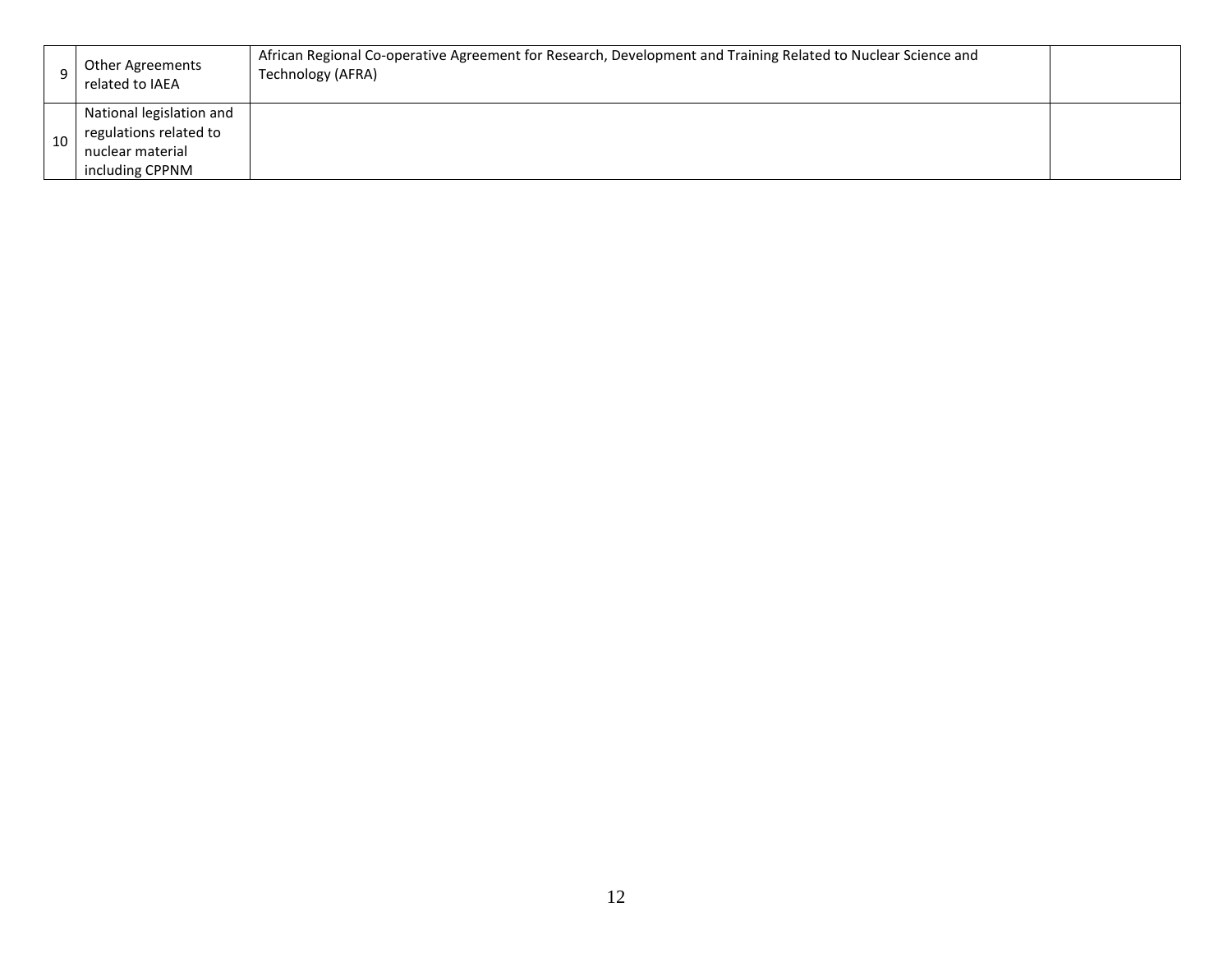| | | | |
|---|---|---|---|
| 9 | Other Agreements related to IAEA | African Regional Co-operative Agreement for Research, Development and Training Related to Nuclear Science and Technology (AFRA) | |
| 10 | National legislation and regulations related to nuclear material including CPPNM | | |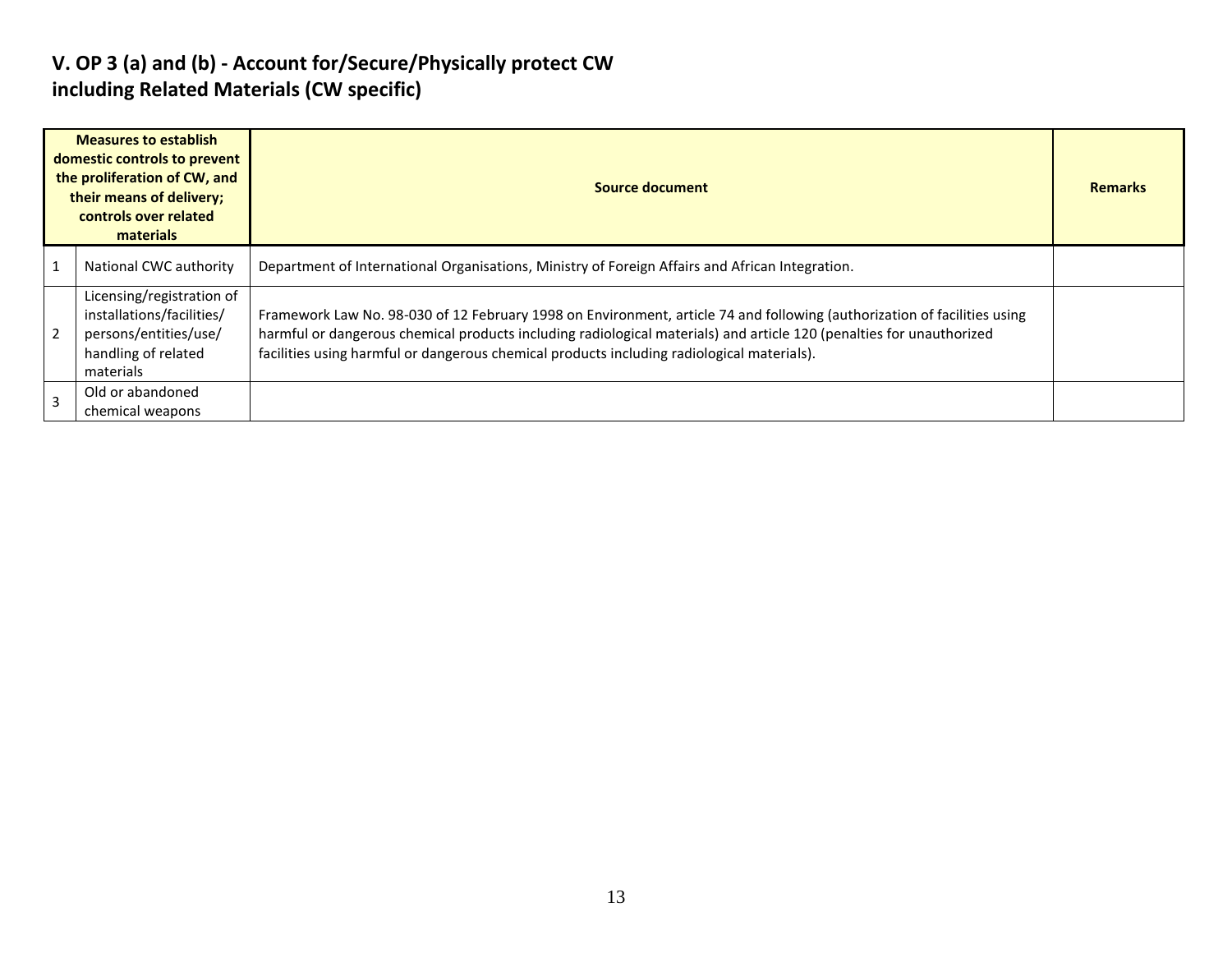## V. OP 3 (a) and (b) - Account for/Secure/Physically protect CW including Related Materials (CW specific)

| | Measures to establish domestic controls to prevent the proliferation of CW, and their means of delivery; controls over related materials | Source document | Remarks |
|---|---|---|---|
| 1 | National CWC authority | Department of International Organisations, Ministry of Foreign Affairs and African Integration. | |
| 2 | Licensing/registration of installations/facilities/ persons/entities/use/ handling of related materials | Framework Law No. 98-030 of 12 February 1998 on Environment, article 74 and following (authorization of facilities using harmful or dangerous chemical products including radiological materials) and article 120 (penalties for unauthorized facilities using harmful or dangerous chemical products including radiological materials). | |
| 3 | Old or abandoned chemical weapons | | |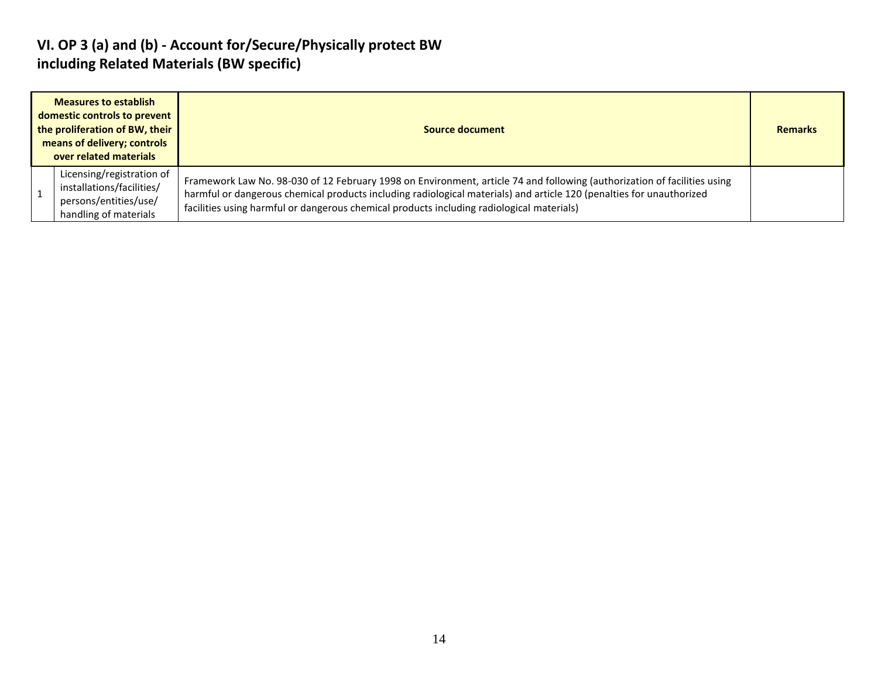## VI. OP 3 (a) and (b) - Account for/Secure/Physically protect BW including Related Materials (BW specific)

| Measures to establish domestic controls to prevent the proliferation of BW, their means of delivery; controls over related materials | | Source document | Remarks |
|---|---|---|---|
| 1 | Licensing/registration of installations/facilities/ persons/entities/use/ handling of materials | Framework Law No. 98-030 of 12 February 1998 on Environment, article 74 and following (authorization of facilities using harmful or dangerous chemical products including radiological materials) and article 120 (penalties for unauthorized facilities using harmful or dangerous chemical products including radiological materials) | |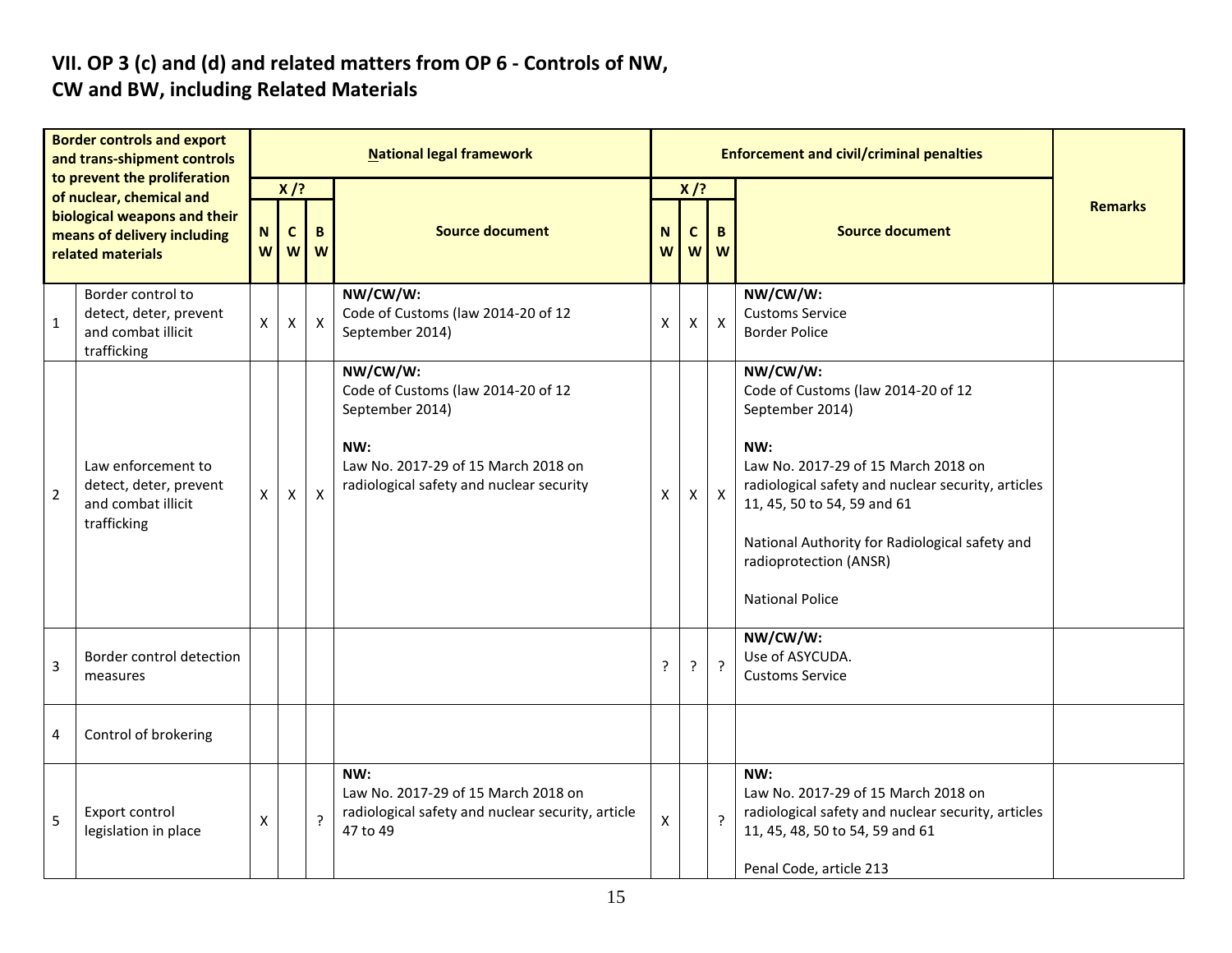## VII. OP 3 (c) and (d) and related matters from OP 6 - Controls of NW, CW and BW, including Related Materials

| Border controls and export and trans-shipment controls to prevent the proliferation of nuclear, chemical and biological weapons and their means of delivery including related materials | | National legal framework | | | | Enforcement and civil/criminal penalties | | | | Remarks |
|---|---|---|---|---|---|---|---|---|---|---|
| | | X / ? | | | Source document | X / ? | | | Source document | |
| | | NW | CW | BW | | NW | CW | BW | | |
| 1 | Border control to detect, deter, prevent and combat illicit trafficking | X | X | X | **NW/CW/W:**<br>Code of Customs (law 2014-20 of 12 September 2014) | X | X | X | **NW/CW/W:**<br>Customs Service<br>Border Police | |
| 2 | Law enforcement to detect, deter, prevent and combat illicit trafficking | X | X | X | **NW/CW/W:**<br>Code of Customs (law 2014-20 of 12 September 2014)<br><br>**NW:**<br>Law No. 2017-29 of 15 March 2018 on radiological safety and nuclear security | X | X | X | **NW/CW/W:**<br>Code of Customs (law 2014-20 of 12 September 2014)<br><br>**NW:**<br>Law No. 2017-29 of 15 March 2018 on radiological safety and nuclear security, articles 11, 45, 50 to 54, 59 and 61<br><br>National Authority for Radiological safety and radioprotection (ANSR)<br><br>National Police | |
| 3 | Border control detection measures | | | | | ? | ? | ? | **NW/CW/W:**<br>Use of ASYCUDA.<br>Customs Service | |
| 4 | Control of brokering | | | | | | | | | |
| 5 | Export control legislation in place | X | | ? | **NW:**<br>Law No. 2017-29 of 15 March 2018 on radiological safety and nuclear security, article 47 to 49 | X | | ? | **NW:**<br>Law No. 2017-29 of 15 March 2018 on radiological safety and nuclear security, articles 11, 45, 48, 50 to 54, 59 and 61<br><br>Penal Code, article 213 | |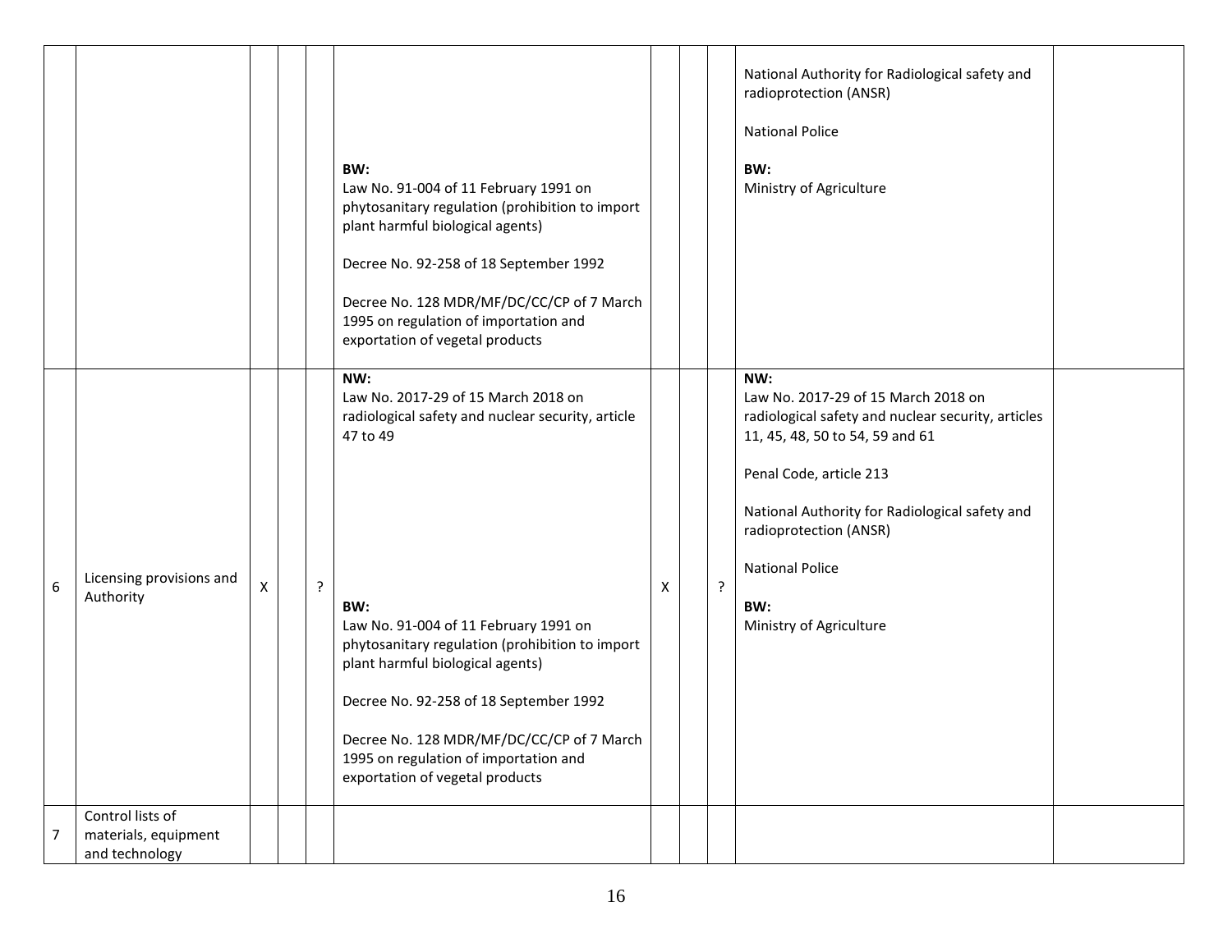| | | | | | | | | | | |
|---|---|---|---|---|---|---|---|---|---|---|
| | | | | | **BW:**<br>Law No. 91-004 of 11 February 1991 on phytosanitary regulation (prohibition to import plant harmful biological agents)<br><br>Decree No. 92-258 of 18 September 1992<br><br>Decree No. 128 MDR/MF/DC/CC/CP of 7 March 1995 on regulation of importation and exportation of vegetal products | | | | National Authority for Radiological safety and radioprotection (ANSR)<br><br>National Police<br><br>**BW:**<br>Ministry of Agriculture | |
| 6 | Licensing provisions and Authority | X | | ? | **NW:**<br>Law No. 2017-29 of 15 March 2018 on radiological safety and nuclear security, article 47 to 49<br><br>**BW:**<br>Law No. 91-004 of 11 February 1991 on phytosanitary regulation (prohibition to import plant harmful biological agents)<br><br>Decree No. 92-258 of 18 September 1992<br><br>Decree No. 128 MDR/MF/DC/CC/CP of 7 March 1995 on regulation of importation and exportation of vegetal products | X | | ? | **NW:**<br>Law No. 2017-29 of 15 March 2018 on radiological safety and nuclear security, articles 11, 45, 48, 50 to 54, 59 and 61<br><br>Penal Code, article 213<br><br>National Authority for Radiological safety and radioprotection (ANSR)<br><br>National Police<br><br>**BW:**<br>Ministry of Agriculture | |
| 7 | Control lists of materials, equipment and technology | | | | | | | | | |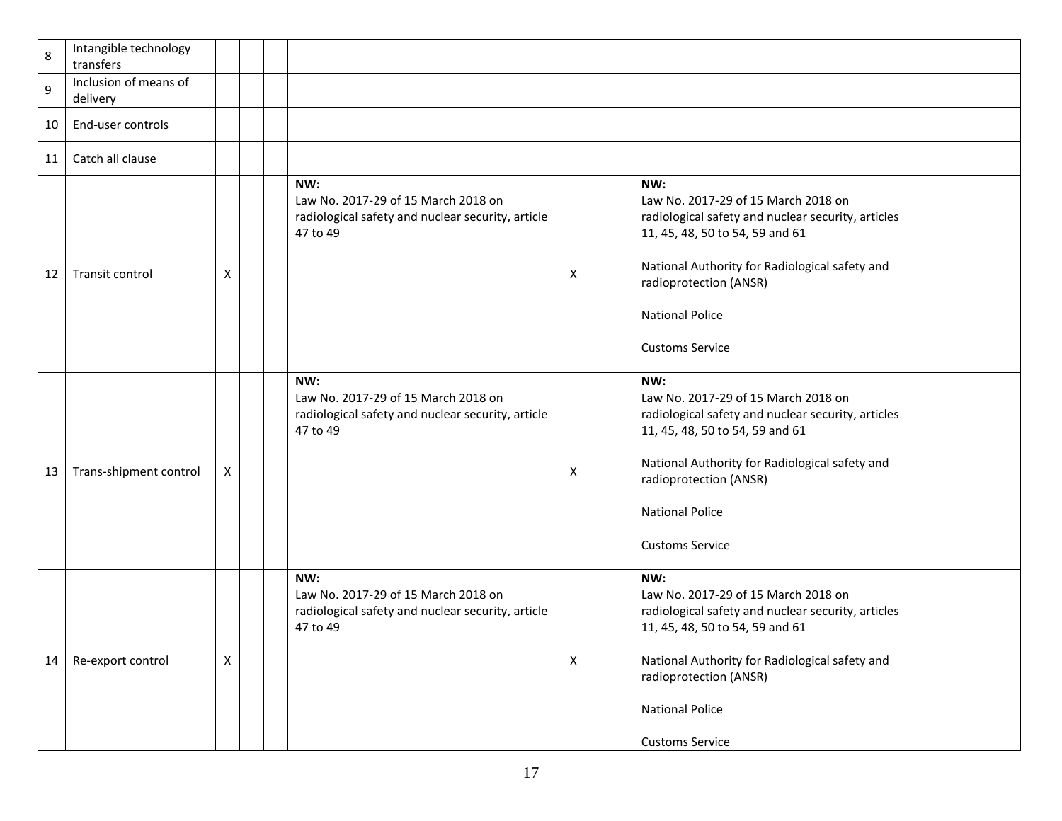| | | | | | | | | | | |
|---|---|---|---|---|---|---|---|---|---|---|
| 8 | Intangible technology transfers | | | | | | | | | |
| 9 | Inclusion of means of delivery | | | | | | | | | |
| 10 | End-user controls | | | | | | | | | |
| 11 | Catch all clause | | | | | | | | | |
| 12 | Transit control | X | | | **NW:**<br>Law No. 2017-29 of 15 March 2018 on radiological safety and nuclear security, article 47 to 49 | X | | | **NW:**<br>Law No. 2017-29 of 15 March 2018 on radiological safety and nuclear security, articles 11, 45, 48, 50 to 54, 59 and 61<br><br>National Authority for Radiological safety and radioprotection (ANSR)<br><br>National Police<br><br>Customs Service | |
| 13 | Trans-shipment control | X | | | **NW:**<br>Law No. 2017-29 of 15 March 2018 on radiological safety and nuclear security, article 47 to 49 | X | | | **NW:**<br>Law No. 2017-29 of 15 March 2018 on radiological safety and nuclear security, articles 11, 45, 48, 50 to 54, 59 and 61<br><br>National Authority for Radiological safety and radioprotection (ANSR)<br><br>National Police<br><br>Customs Service | |
| 14 | Re-export control | X | | | **NW:**<br>Law No. 2017-29 of 15 March 2018 on radiological safety and nuclear security, article 47 to 49 | X | | | **NW:**<br>Law No. 2017-29 of 15 March 2018 on radiological safety and nuclear security, articles 11, 45, 48, 50 to 54, 59 and 61<br><br>National Authority for Radiological safety and radioprotection (ANSR)<br><br>National Police<br><br>Customs Service | |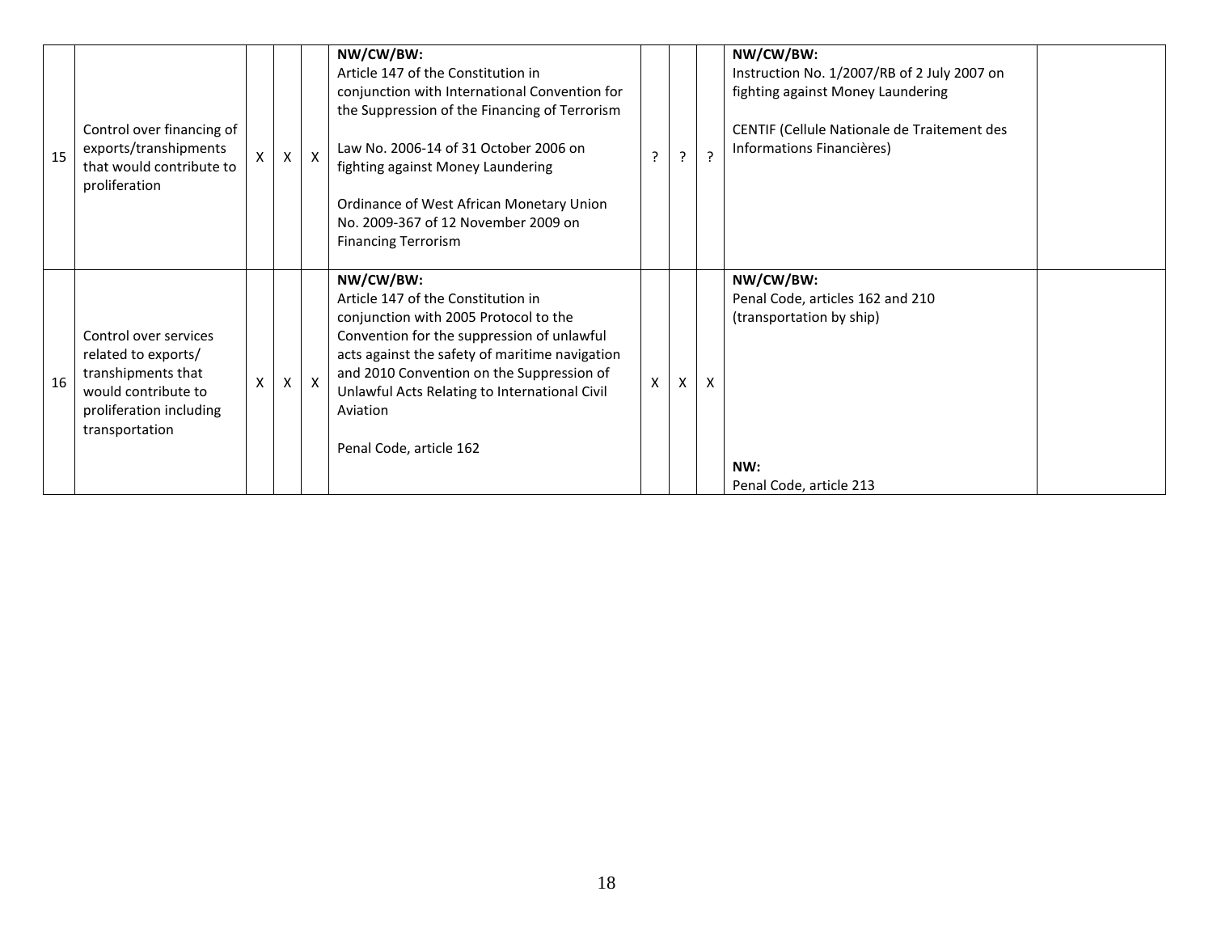| 15 | Control over financing of exports/transhipments that would contribute to proliferation | X | X | X | **NW/CW/BW:**<br>Article 147 of the Constitution in conjunction with International Convention for the Suppression of the Financing of Terrorism<br><br>Law No. 2006-14 of 31 October 2006 on fighting against Money Laundering<br><br>Ordinance of West African Monetary Union No. 2009-367 of 12 November 2009 on Financing Terrorism | ? | ? | ? | **NW/CW/BW:**<br>Instruction No. 1/2007/RB of 2 July 2007 on fighting against Money Laundering<br><br>CENTIF (Cellule Nationale de Traitement des Informations Financières) | |
|---|---|---|---|---|---|---|---|---|---|---|
| 16 | Control over services related to exports/ transhipments that would contribute to proliferation including transportation | X | X | X | **NW/CW/BW:**<br>Article 147 of the Constitution in conjunction with 2005 Protocol to the Convention for the suppression of unlawful acts against the safety of maritime navigation and 2010 Convention on the Suppression of Unlawful Acts Relating to International Civil Aviation<br><br>Penal Code, article 162 | X | X | X | **NW/CW/BW:**<br>Penal Code, articles 162 and 210 (transportation by ship)<br><br>**NW:**<br>Penal Code, article 213 | |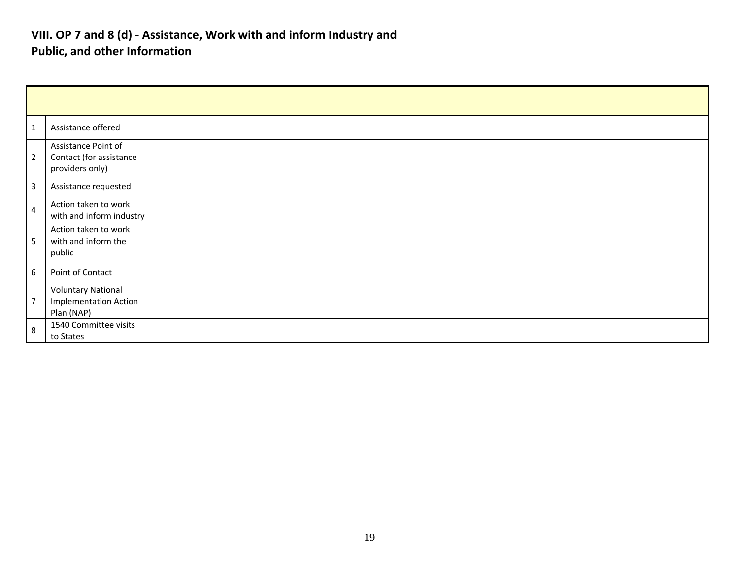## VIII. OP 7 and 8 (d) - Assistance, Work with and inform Industry and Public, and other Information

| | | |
|---|---|---|
| 1 | Assistance offered | |
| 2 | Assistance Point of Contact (for assistance providers only) | |
| 3 | Assistance requested | |
| 4 | Action taken to work with and inform industry | |
| 5 | Action taken to work with and inform the public | |
| 6 | Point of Contact | |
| 7 | Voluntary National Implementation Action Plan (NAP) | |
| 8 | 1540 Committee visits to States | |